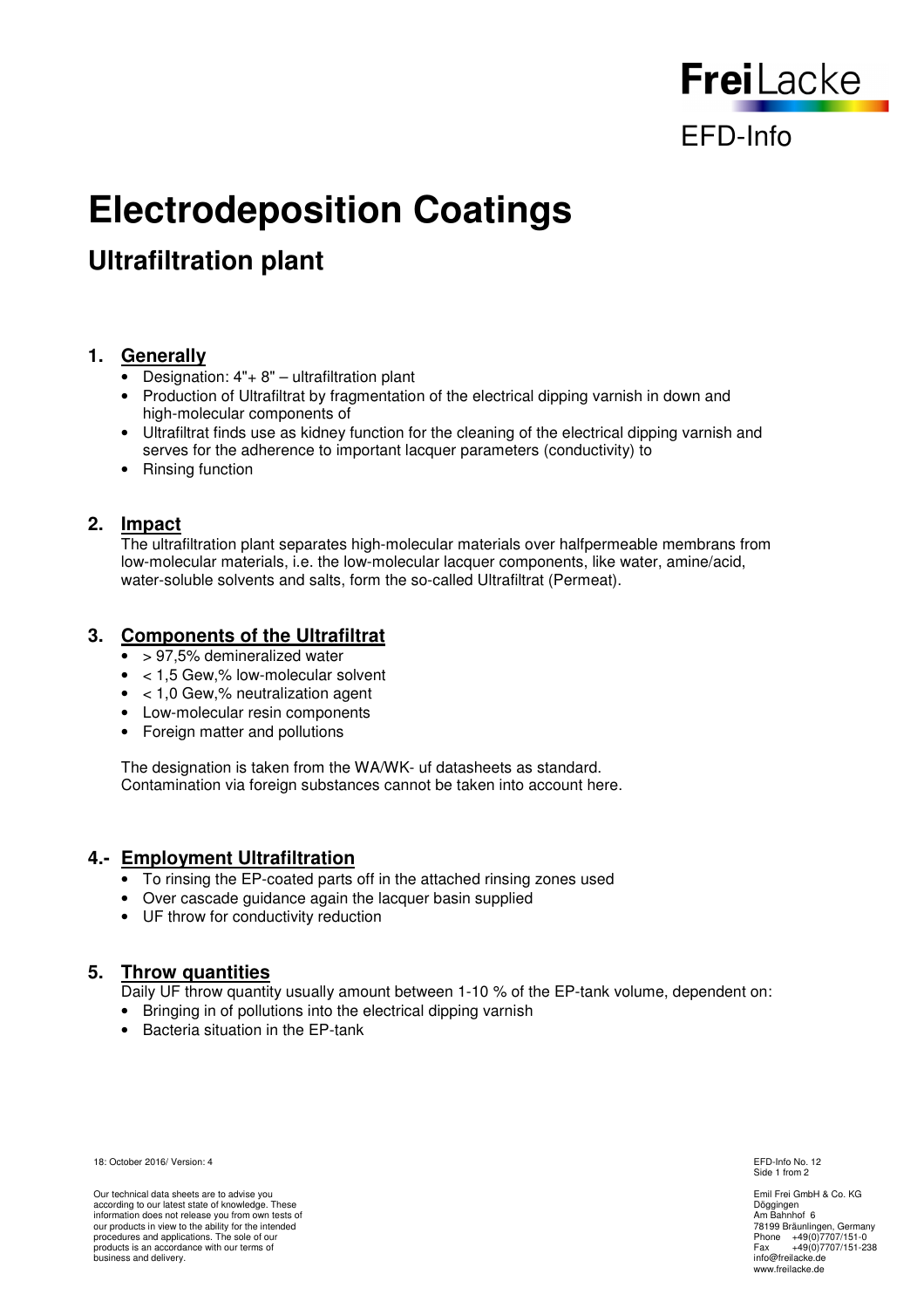FreiLacke

EFD-Info

# Electrodeposition Coatings

## Ultrafiltration plant

### 1. Generally

- Designation: 4"+ 8" – ultrafiltration plant
- Production of Ultrafiltrat by fragmentation of the electrical dipping varnish in down and high-molecular components of
- Ultrafiltrat finds use as kidney function for the cleaning of the electrical dipping varnish and serves for the adherence to important lacquer parameters (conductivity) to
- Rinsing function

### 2. Impact

The ultrafiltration plant separates high-molecular materials over halfpermeable membrans from low-molecular materials, i.e. the low-molecular lacquer components, like water, amine/acid, water-soluble solvents and salts, form the so-called Ultrafiltrat (Permeat).

### 3. Components of the Ultrafiltrat

- > 97,5% demineralized water
- < 1,5 Gew,% low-molecular solvent
- < 1,0 Gew,% neutralization agent
- Low-molecular resin components
- Foreign matter and pollutions

The designation is taken from the WA/WK- uf datasheets as standard.
Contamination via foreign substances cannot be taken into account here.

### 4.- Employment Ultrafiltration

- To rinsing the EP-coated parts off in the attached rinsing zones used
- Over cascade guidance again the lacquer basin supplied
- UF throw for conductivity reduction

### 5. Throw quantities

Daily UF throw quantity usually amount between 1-10 % of the EP-tank volume, dependent on:

- Bringing in of pollutions into the electrical dipping varnish
- Bacteria situation in the EP-tank

18: October 2016/ Version: 4

Our technical data sheets are to advise you according to our latest state of knowledge. These information does not release you from own tests of our products in view to the ability for the intended procedures and applications. The sole of our products is an accordance with our terms of business and delivery.

EFD-Info No. 12

Emil Frei GmbH & Co. KG
Döggingen
Am Bahnhof 6
78199 Bräunlingen, Germany
Phone +49(0)7707/151-0
Fax +49(0)7707/151-238
info@freilacke.de
www.freilacke.de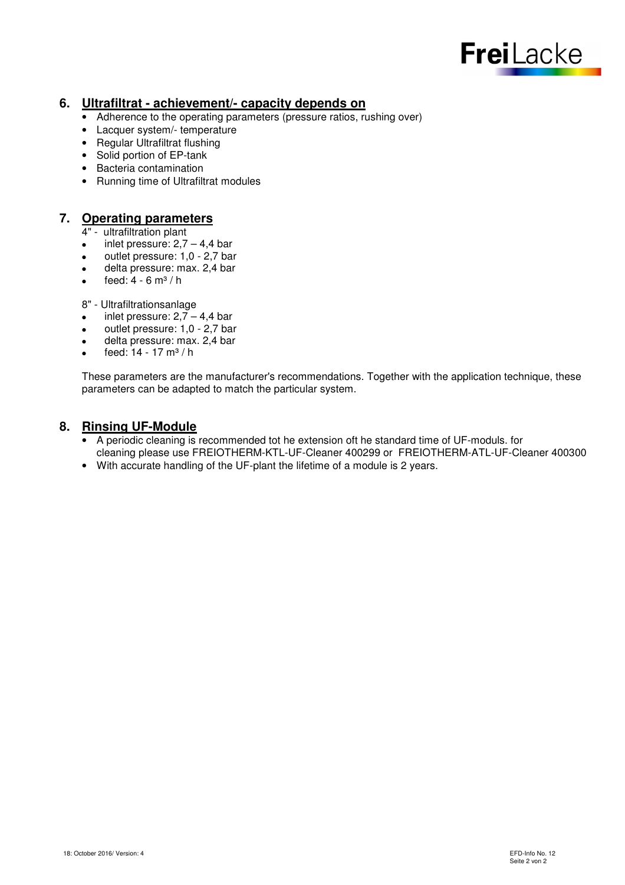## 6. Ultrafiltrat - achievement/- capacity depends on

- Adherence to the operating parameters (pressure ratios, rushing over)
- Lacquer system/- temperature
- Regular Ultrafiltrat flushing
- Solid portion of EP-tank
- Bacteria contamination
- Running time of Ultrafiltrat modules

## 7. Operating parameters

4" - ultrafiltration plant

- inlet pressure: 2,7 – 4,4 bar
- outlet pressure: 1,0 - 2,7 bar
- delta pressure: max. 2,4 bar
- feed: 4 - 6 m³ / h

8" - Ultrafiltrationsanlage

- inlet pressure: 2,7 – 4,4 bar
- outlet pressure: 1,0 - 2,7 bar
- delta pressure: max. 2,4 bar
- feed: 14 - 17 m³ / h

These parameters are the manufacturer's recommendations. Together with the application technique, these parameters can be adapted to match the particular system.

## 8. Rinsing UF-Module

- A periodic cleaning is recommended tot he extension oft he standard time of UF-moduls. for cleaning please use FREIOTHERM-KTL-UF-Cleaner 400299 or FREIOTHERM-ATL-UF-Cleaner 400300
- With accurate handling of the UF-plant the lifetime of a module is 2 years.

18: October 2016/ Version: 4

EFD-Info No. 12